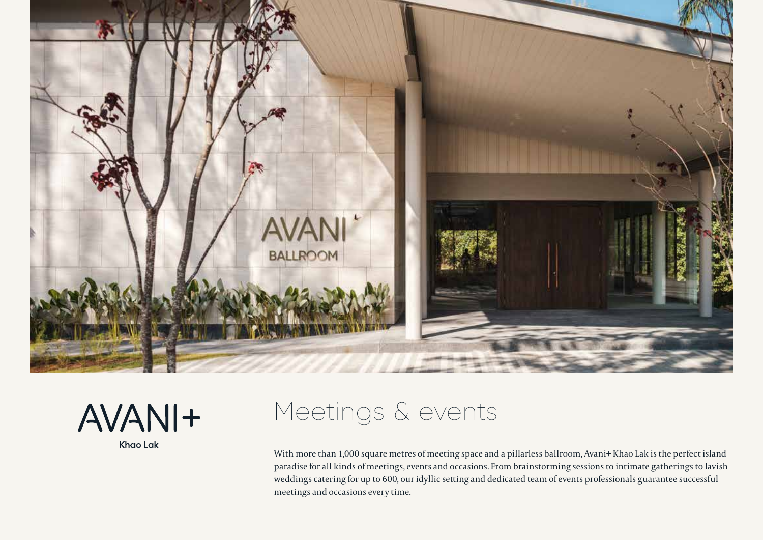AVANI+

Khao Lak

# Meetings & events

With more than 1,000 square metres of meeting space and a pillarless ballroom, Avani+ Khao Lak is the perfect island paradise for all kinds of meetings, events and occasions. From brainstorming sessions to intimate gatherings to lavish weddings catering for up to 600, our idyllic setting and dedicated team of events professionals guarantee successful meetings and occasions every time.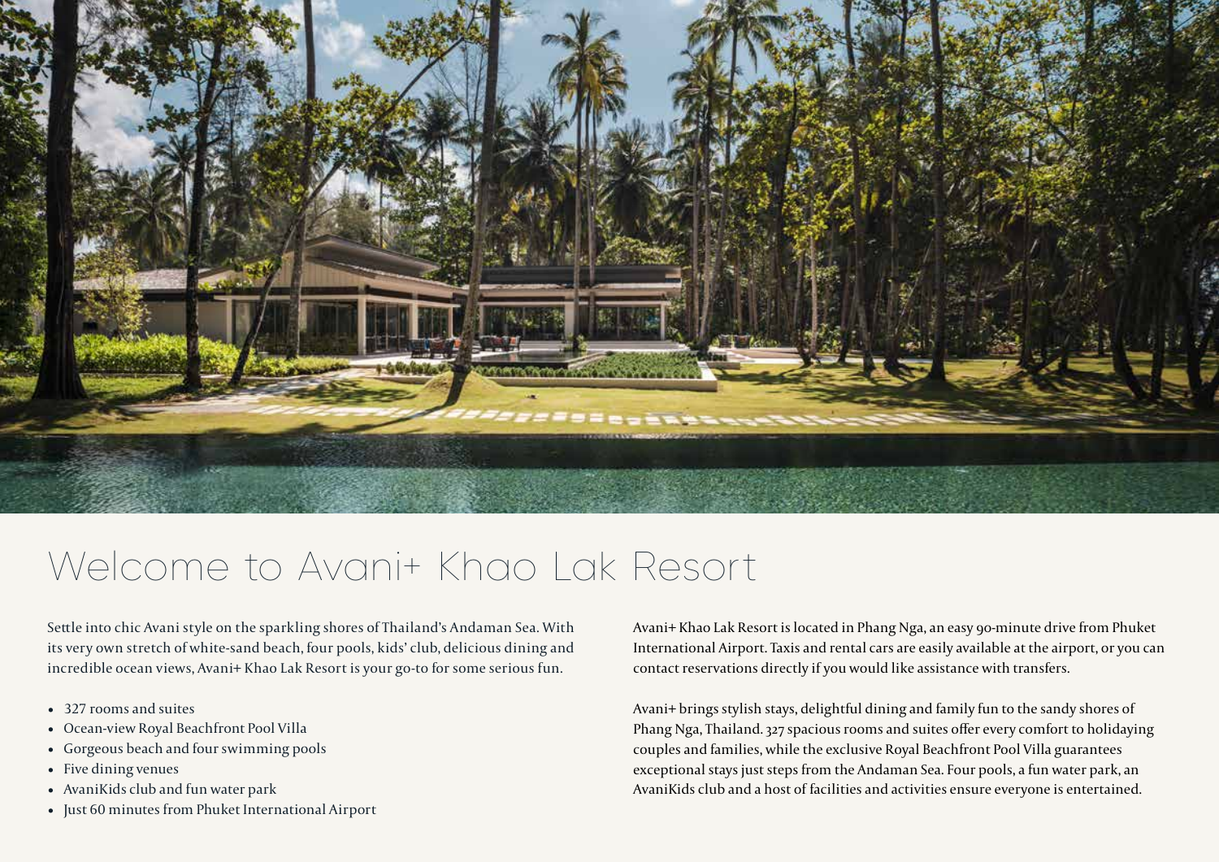# Welcome to Avani+ Khao Lak Resort

Settle into chic Avani style on the sparkling shores of Thailand's Andaman Sea. With its very own stretch of white-sand beach, four pools, kids' club, delicious dining and incredible ocean views, Avani+ Khao Lak Resort is your go-to for some serious fun.

- 327 rooms and suites
- Ocean-view Royal Beachfront Pool Villa
- Gorgeous beach and four swimming pools
- Five dining venues
- AvaniKids club and fun water park
- Just 60 minutes from Phuket International Airport

Avani+ Khao Lak Resort is located in Phang Nga, an easy 90-minute drive from Phuket International Airport. Taxis and rental cars are easily available at the airport, or you can contact reservations directly if you would like assistance with transfers.

Avani+ brings stylish stays, delightful dining and family fun to the sandy shores of Phang Nga, Thailand. 327 spacious rooms and suites offer every comfort to holidaying couples and families, while the exclusive Royal Beachfront Pool Villa guarantees exceptional stays just steps from the Andaman Sea. Four pools, a fun water park, an AvaniKids club and a host of facilities and activities ensure everyone is entertained.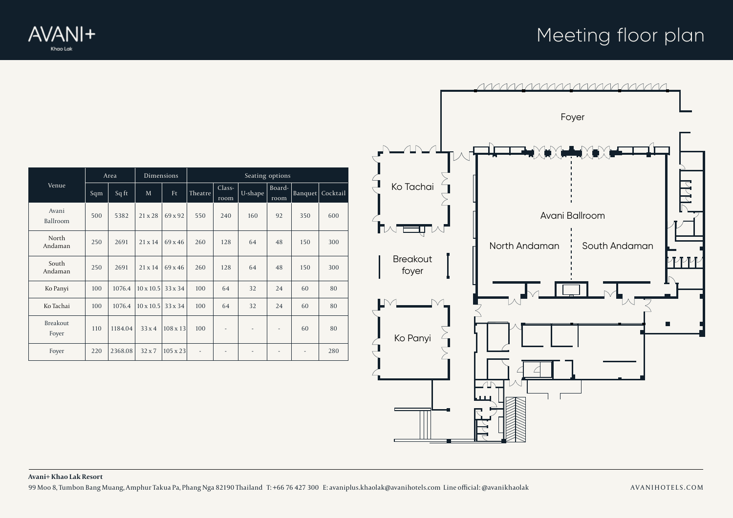# Meeting floor plan

| Venue | Area | | Dimensions | | Seating options | | | | | |
|---|---|---|---|---|---|---|---|---|---|---|
| | Sqm | Sq ft | M | Ft | Theatre | Class-room | U-shape | Board-room | Banquet | Cocktail |
| Avani Ballroom | 500 | 5382 | 21 x 28 | 69 x 92 | 550 | 240 | 160 | 92 | 350 | 600 |
| North Andaman | 250 | 2691 | 21 x 14 | 69 x 46 | 260 | 128 | 64 | 48 | 150 | 300 |
| South Andaman | 250 | 2691 | 21 x 14 | 69 x 46 | 260 | 128 | 64 | 48 | 150 | 300 |
| Ko Panyi | 100 | 1076.4 | 10 x 10.5 | 33 x 34 | 100 | 64 | 32 | 24 | 60 | 80 |
| Ko Tachai | 100 | 1076.4 | 10 x 10.5 | 33 x 34 | 100 | 64 | 32 | 24 | 60 | 80 |
| Breakout Foyer | 110 | 1184.04 | 33 x 4 | 108 x 13 | 100 | - | - | - | 60 | 80 |
| Foyer | 220 | 2368.08 | 32 x 7 | 105 x 23 | - | - | - | - | - | 280 |

Foyer

Ko Tachai

Avani Ballroom

North Andaman

South Andaman

Breakout foyer

Ko Panyi

**Avani+ Khao Lak Resort**

99 Moo 8, Tumbon Bang Muang, Amphur Takua Pa, Phang Nga 82190 Thailand T: +66 76 427 300 E: avaniplus.khaolak@avanihotels.com Line official: @avanikhaolak

AVANIHOTELS.COM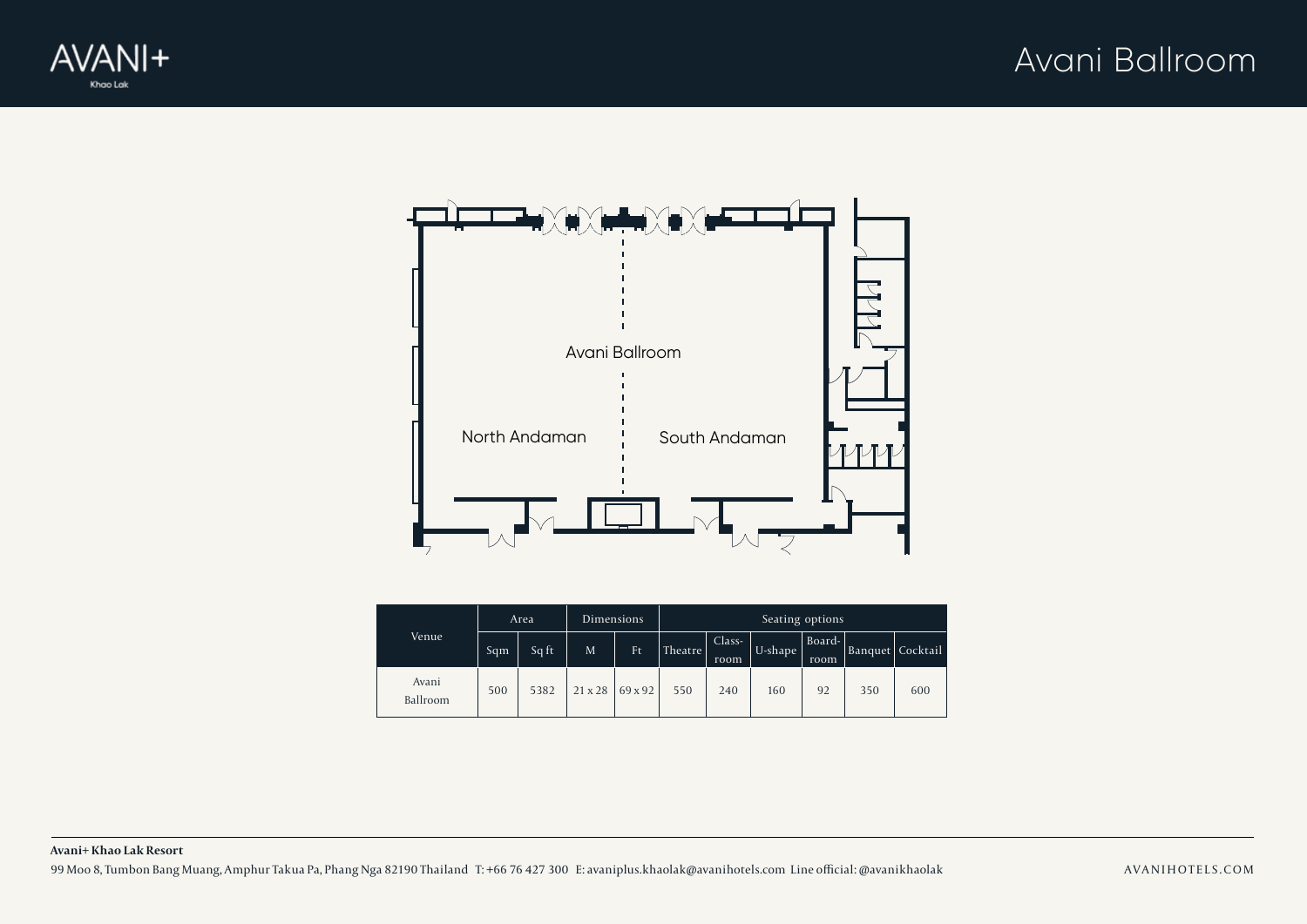# Avani Ballroom

Avani Ballroom

North Andaman

South Andaman

| Venue | Area | | Dimensions | | Seating options | | | | | |
|---|---|---|---|---|---|---|---|---|---|---|
| | Sqm | Sq ft | M | Ft | Theatre | Class-room | U-shape | Board-room | Banquet | Cocktail |
| Avani Ballroom | 500 | 5382 | 21 x 28 | 69 x 92 | 550 | 240 | 160 | 92 | 350 | 600 |

**Avani+ Khao Lak Resort**

99 Moo 8, Tumbon Bang Muang, Amphur Takua Pa, Phang Nga 82190 Thailand T: +66 76 427 300 E: avaniplus.khaolak@avanihotels.com Line official: @avanikhaolak

AVANIHOTELS.COM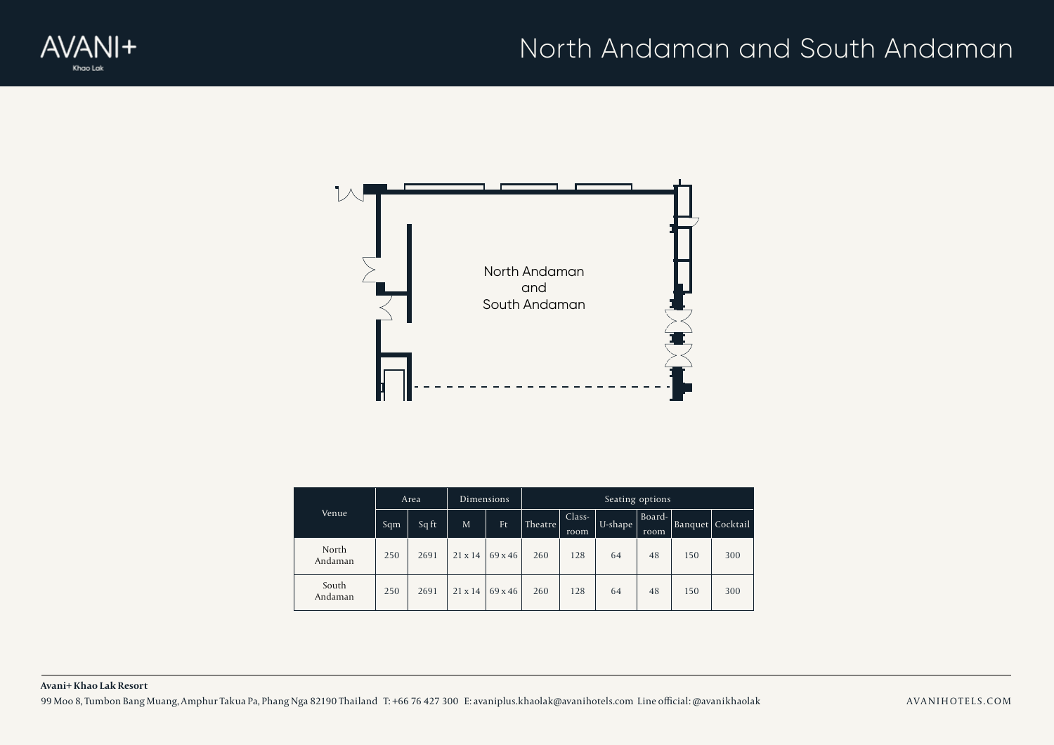# North Andaman and South Andaman

North Andaman
and
South Andaman

| Venue | Area | | Dimensions | | Seating options | | | | | |
|---|---|---|---|---|---|---|---|---|---|---|
| | Sqm | Sq ft | M | Ft | Theatre | Class-room | U-shape | Board-room | Banquet | Cocktail |
| North Andaman | 250 | 2691 | 21 x 14 | 69 x 46 | 260 | 128 | 64 | 48 | 150 | 300 |
| South Andaman | 250 | 2691 | 21 x 14 | 69 x 46 | 260 | 128 | 64 | 48 | 150 | 300 |

**Avani+ Khao Lak Resort**

99 Moo 8, Tumbon Bang Muang, Amphur Takua Pa, Phang Nga 82190 Thailand T: +66 76 427 300 E: avaniplus.khaolak@avanihotels.com Line official: @avanikhaolak

AVANIHOTELS.COM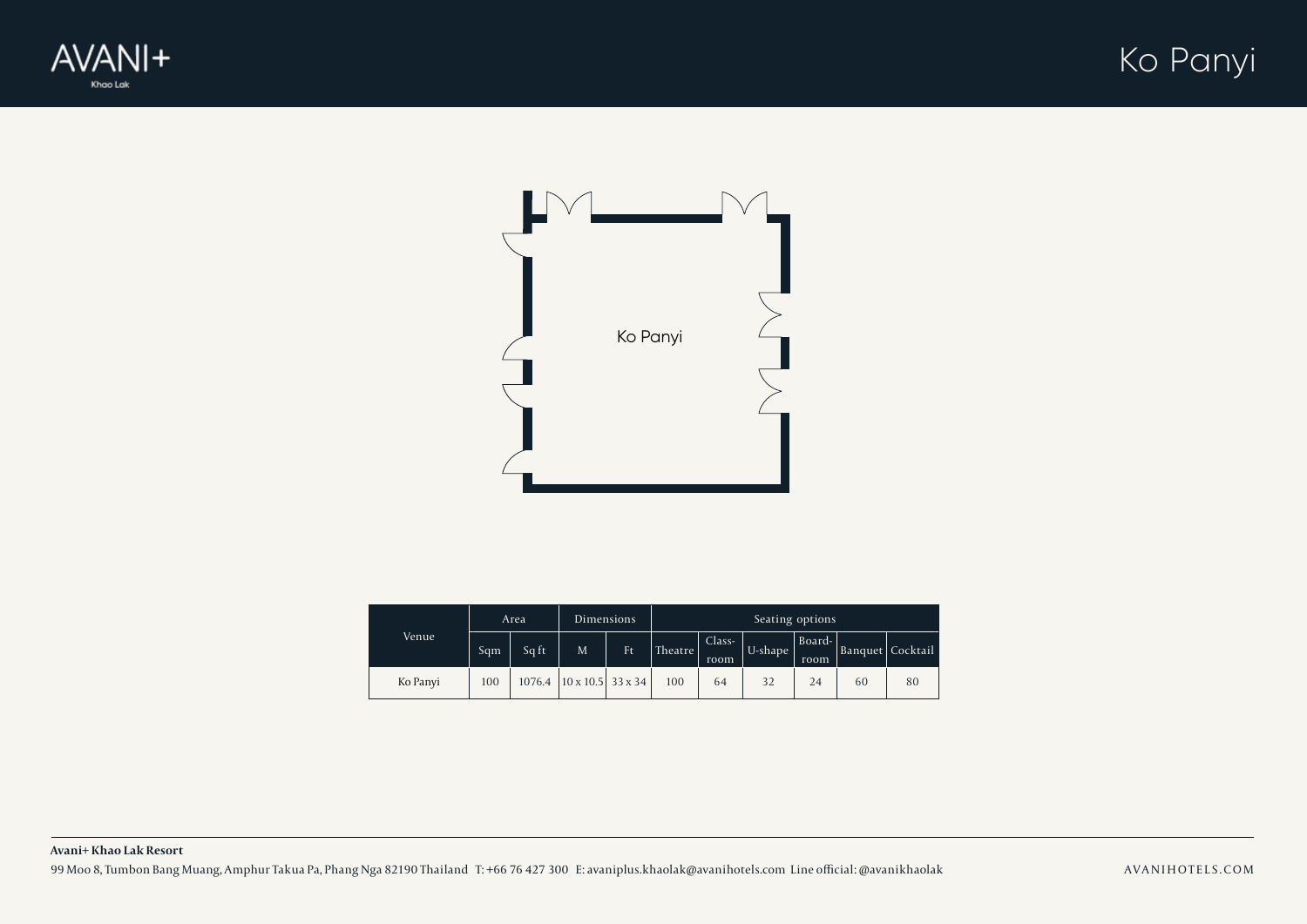# Ko Panyi

Ko Panyi

| Venue | Area | | Dimensions | | Seating options | | | | | |
|---|---|---|---|---|---|---|---|---|---|---|
| | Sqm | Sq ft | M | Ft | Theatre | Class-room | U-shape | Board-room | Banquet | Cocktail |
| Ko Panyi | 100 | 1076.4 | 10 x 10.5 | 33 x 34 | 100 | 64 | 32 | 24 | 60 | 80 |

**Avani+ Khao Lak Resort**
99 Moo 8, Tumbon Bang Muang, Amphur Takua Pa, Phang Nga 82190 Thailand T: +66 76 427 300 E: avaniplus.khaolak@avanihotels.com Line official: @avanikhaolak AVANIHOTELS.COM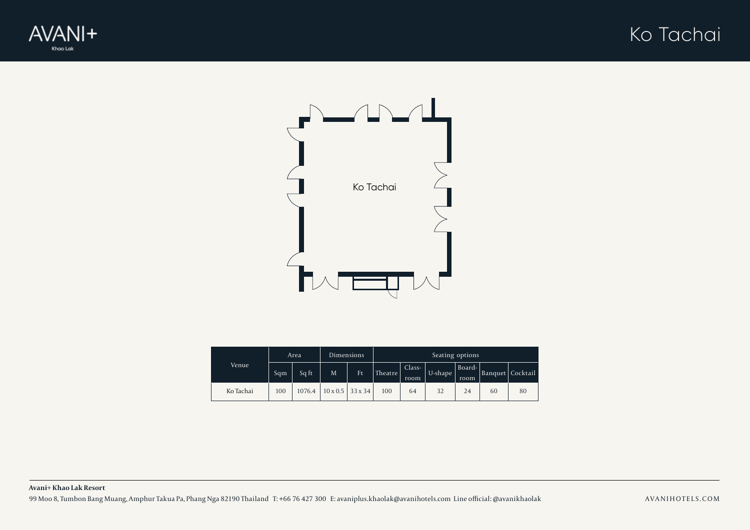# Ko Tachai

Ko Tachai

| Venue | Area | | Dimensions | | Seating options | | | | | |
|---|---|---|---|---|---|---|---|---|---|---|
| | Sqm | Sq ft | M | Ft | Theatre | Class-room | U-shape | Board-room | Banquet | Cocktail |
| Ko Tachai | 100 | 1076.4 | 10 x 0.5 | 33 x 34 | 100 | 64 | 32 | 24 | 60 | 80 |

**Avani+ Khao Lak Resort**

99 Moo 8, Tumbon Bang Muang, Amphur Takua Pa, Phang Nga 82190 Thailand T: +66 76 427 300 E: avaniplus.khaolak@avanihotels.com Line official: @avanikhaolak

AVANIHOTELS.COM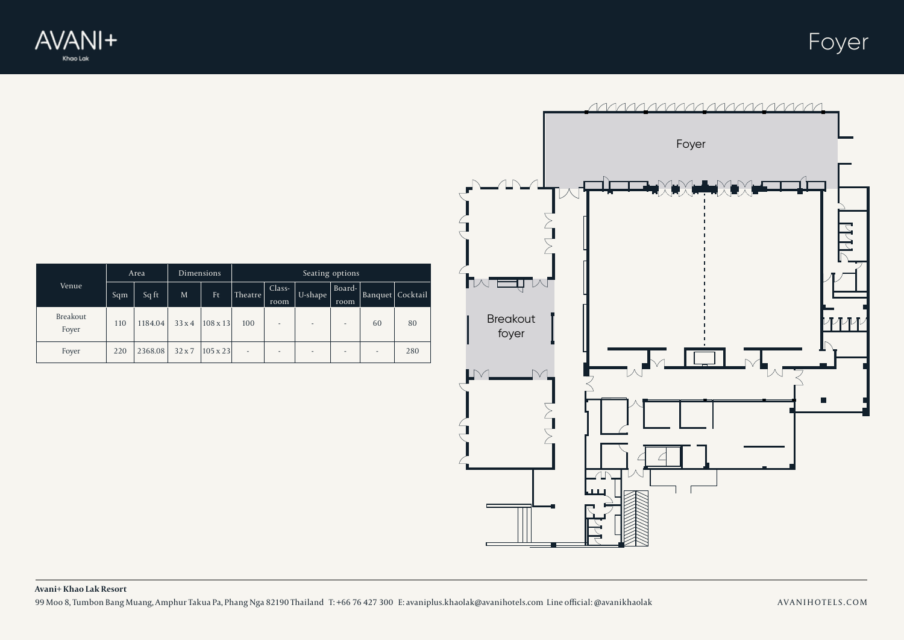# Foyer

| Venue | Area | | Dimensions | | Seating options | | | | | |
|---|---|---|---|---|---|---|---|---|---|---|
| | Sqm | Sq ft | M | Ft | Theatre | Class-room | U-shape | Board-room | Banquet | Cocktail |
| Breakout Foyer | 110 | 1184.04 | 33 x 4 | 108 x 13 | 100 | - | - | - | 60 | 80 |
| Foyer | 220 | 2368.08 | 32 x 7 | 105 x 23 | - | - | - | - | - | 280 |

Foyer

Breakout foyer

**Avani+ Khao Lak Resort**

99 Moo 8, Tumbon Bang Muang, Amphur Takua Pa, Phang Nga 82190 Thailand T: +66 76 427 300 E: avaniplus.khaolak@avanihotels.com Line official: @avanikhaolak

AVANIHOTELS.COM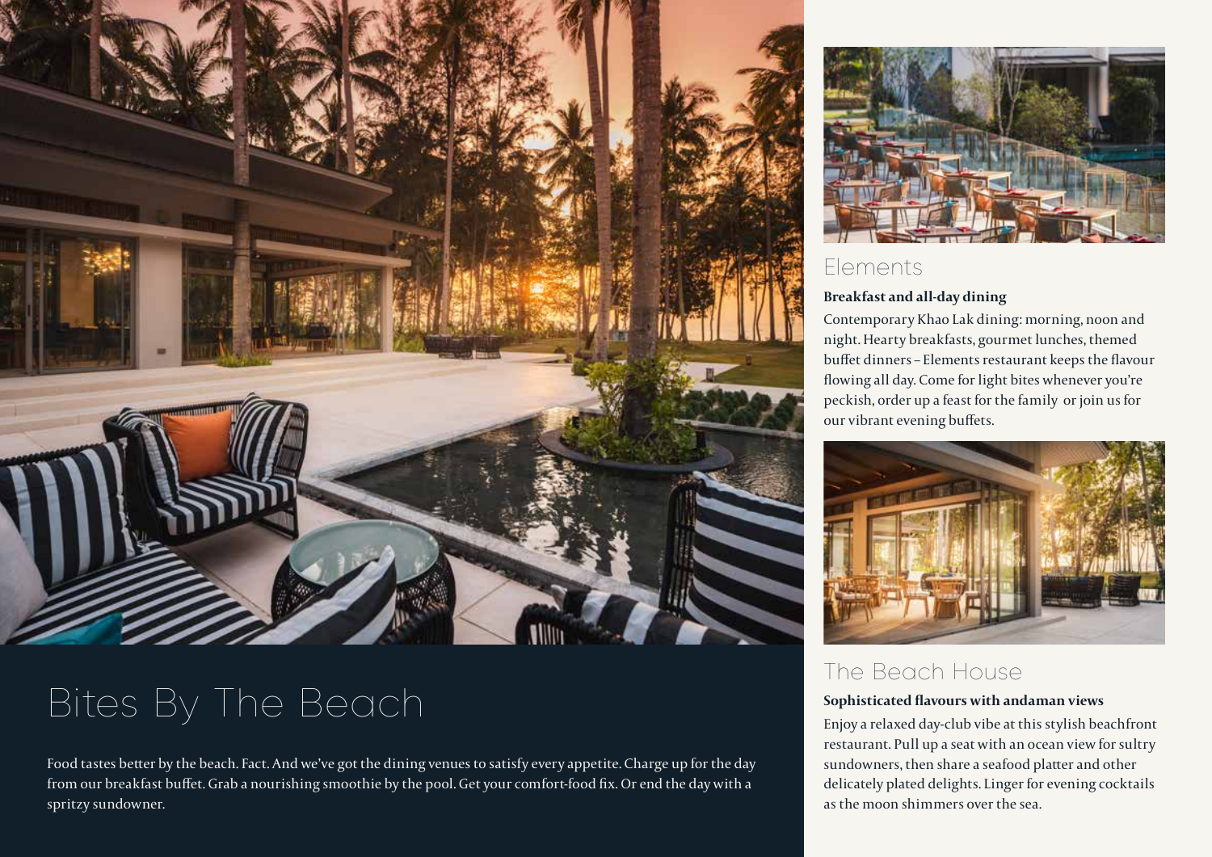# Bites By The Beach

Food tastes better by the beach. Fact. And we've got the dining venues to satisfy every appetite. Charge up for the day from our breakfast buffet. Grab a nourishing smoothie by the pool. Get your comfort-food fix. Or end the day with a spritzy sundowner.

## Elements

**Breakfast and all-day dining**

Contemporary Khao Lak dining: morning, noon and night. Hearty breakfasts, gourmet lunches, themed buffet dinners – Elements restaurant keeps the flavour flowing all day. Come for light bites whenever you're peckish, order up a feast for the family or join us for our vibrant evening buffets.

## The Beach House

**Sophisticated flavours with andaman views**

Enjoy a relaxed day-club vibe at this stylish beachfront restaurant. Pull up a seat with an ocean view for sultry sundowners, then share a seafood platter and other delicately plated delights. Linger for evening cocktails as the moon shimmers over the sea.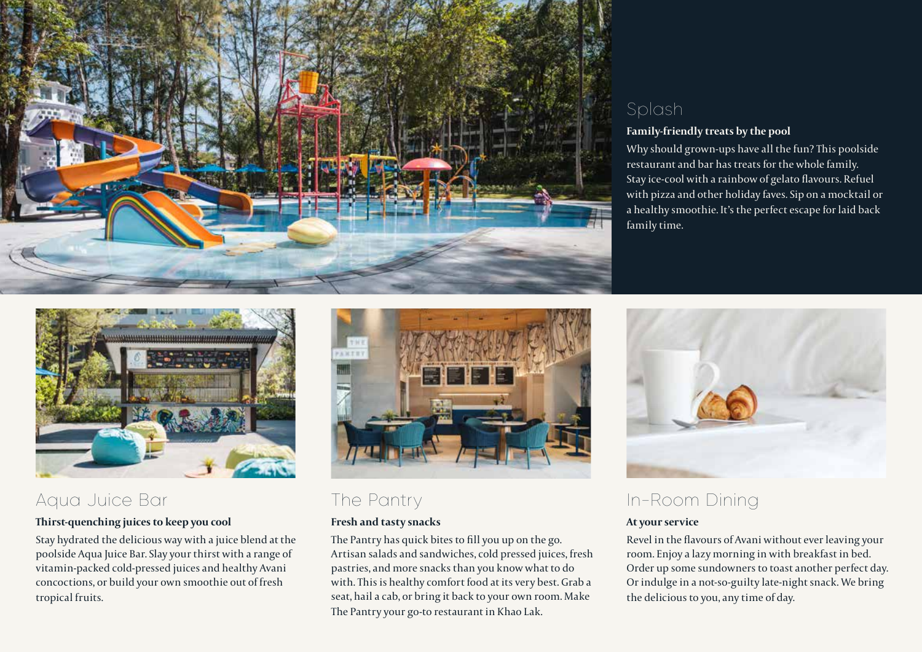## Splash

**Family-friendly treats by the pool**

Why should grown-ups have all the fun? This poolside restaurant and bar has treats for the whole family. Stay ice-cool with a rainbow of gelato flavours. Refuel with pizza and other holiday faves. Sip on a mocktail or a healthy smoothie. It's the perfect escape for laid back family time.

## Aqua Juice Bar

**Thirst-quenching juices to keep you cool**

Stay hydrated the delicious way with a juice blend at the poolside Aqua Juice Bar. Slay your thirst with a range of vitamin-packed cold-pressed juices and healthy Avani concoctions, or build your own smoothie out of fresh tropical fruits.

## The Pantry

**Fresh and tasty snacks**

The Pantry has quick bites to fill you up on the go. Artisan salads and sandwiches, cold pressed juices, fresh pastries, and more snacks than you know what to do with. This is healthy comfort food at its very best. Grab a seat, hail a cab, or bring it back to your own room. Make The Pantry your go-to restaurant in Khao Lak.

## In-Room Dining

**At your service**

Revel in the flavours of Avani without ever leaving your room. Enjoy a lazy morning in with breakfast in bed. Order up some sundowners to toast another perfect day. Or indulge in a not-so-guilty late-night snack. We bring the delicious to you, any time of day.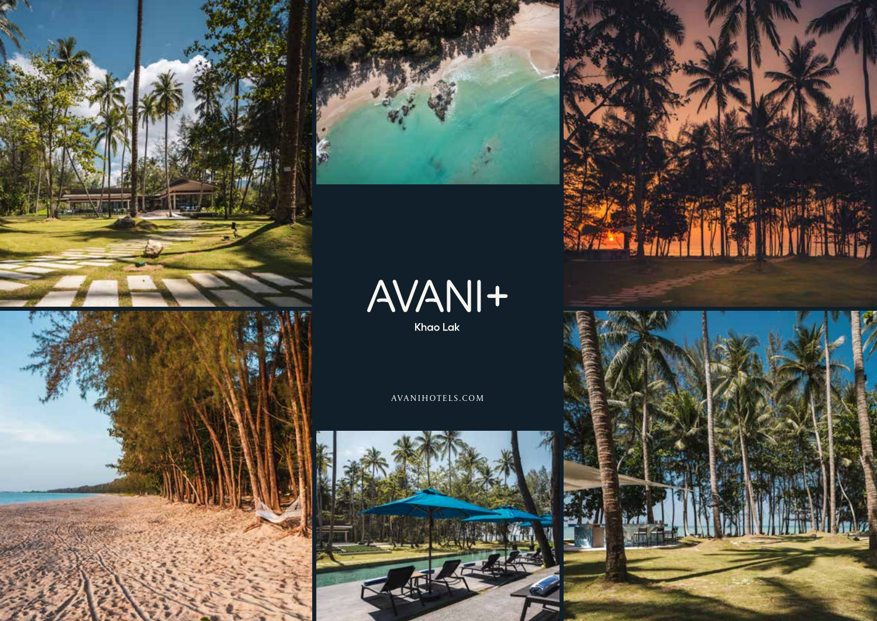AVANI+

Khao Lak

AVANIHOTELS.COM